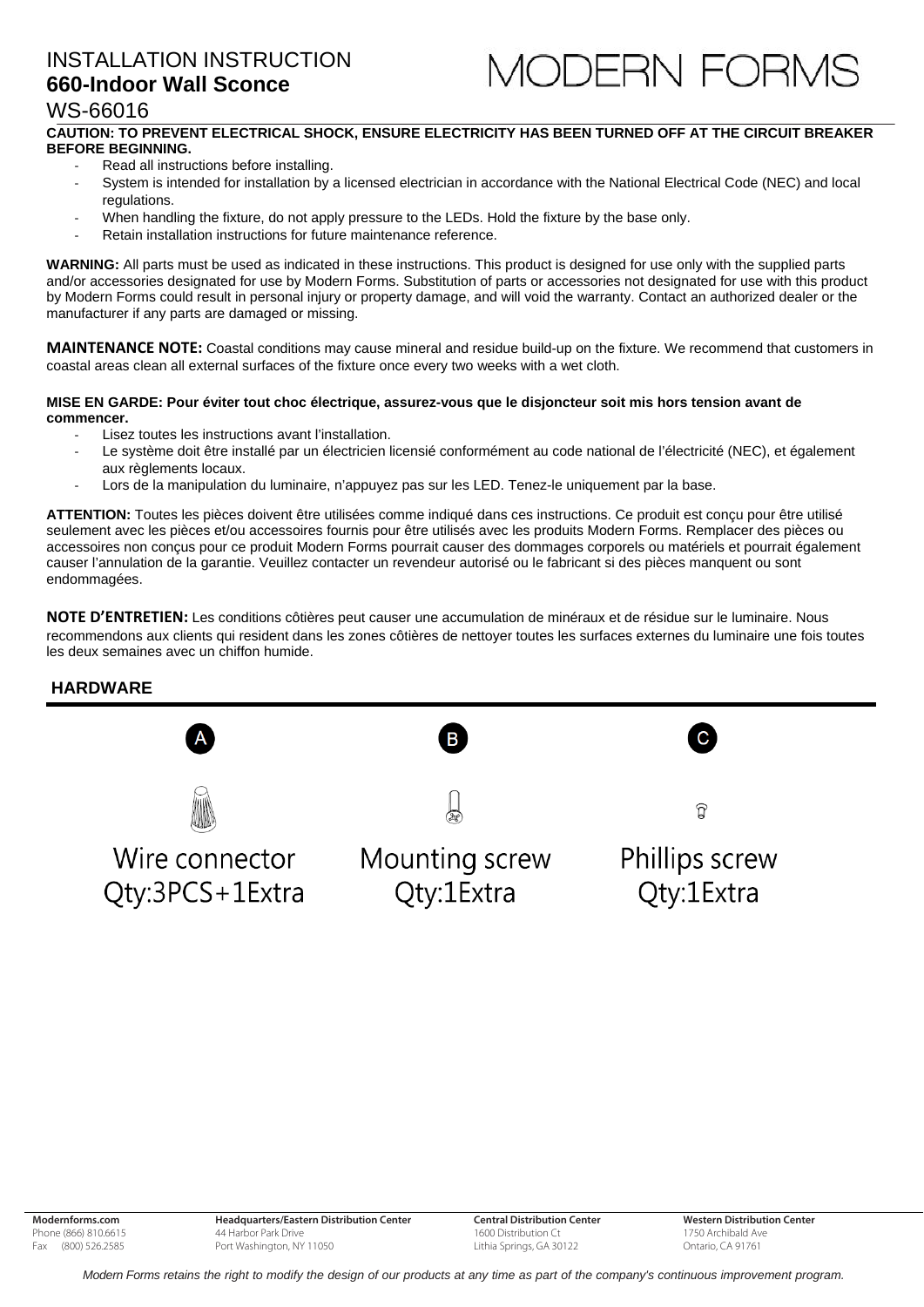# INSTALLATION INSTRUCTION

## 660-Indoor Wall Sconce

WS-66016

MODERN FORMS

**CAUTION: TO PREVENT ELECTRICAL SHOCK, ENSURE ELECTRICITY HAS BEEN TURNED OFF AT THE CIRCUIT BREAKER BEFORE BEGINNING.**

- Read all instructions before installing.
- System is intended for installation by a licensed electrician in accordance with the National Electrical Code (NEC) and local regulations.
- When handling the fixture, do not apply pressure to the LEDs. Hold the fixture by the base only.
- Retain installation instructions for future maintenance reference.

**WARNING:** All parts must be used as indicated in these instructions. This product is designed for use only with the supplied parts and/or accessories designated for use by Modern Forms. Substitution of parts or accessories not designated for use with this product by Modern Forms could result in personal injury or property damage, and will void the warranty. Contact an authorized dealer or the manufacturer if any parts are damaged or missing.

**MAINTENANCE NOTE:** Coastal conditions may cause mineral and residue build-up on the fixture. We recommend that customers in coastal areas clean all external surfaces of the fixture once every two weeks with a wet cloth.

**MISE EN GARDE: Pour éviter tout choc électrique, assurez-vous que le disjoncteur soit mis hors tension avant de commencer.**

- Lisez toutes les instructions avant l'installation.
- Le système doit être installé par un électricien licensié conformément au code national de l'électricité (NEC), et également aux règlements locaux.
- Lors de la manipulation du luminaire, n'appuyez pas sur les LED. Tenez-le uniquement par la base.

**ATTENTION:** Toutes les pièces doivent être utilisées comme indiqué dans ces instructions. Ce produit est conçu pour être utilisé seulement avec les pièces et/ou accessoires fournis pour être utilisés avec les produits Modern Forms. Remplacer des pièces ou accessoires non conçus pour ce produit Modern Forms pourrait causer des dommages corporels ou matériels et pourrait également causer l'annulation de la garantie. Veuillez contacter un revendeur autorisé ou le fabricant si des pièces manquent ou sont endommagées.

**NOTE D'ENTRETIEN:** Les conditions côtières peut causer une accumulation de minéraux et de résidue sur le luminaire. Nous recommendons aux clients qui resident dans les zones côtières de nettoyer toutes les surfaces externes du luminaire une fois toutes les deux semaines avec un chiffon humide.

## HARDWARE

| A | B | C |
|---|---|---|
| Wire connector<br>Qty:3PCS+1Extra | Mounting screw<br>Qty:1Extra | Phillips screw<br>Qty:1Extra |

**Modernforms.com**
Phone (866) 810.6615
Fax (800) 526.2585

**Headquarters/Eastern Distribution Center**
44 Harbor Park Drive
Port Washington, NY 11050

**Central Distribution Center**
1600 Distribution Ct
Lithia Springs, GA 30122

**Western Distribution Center**
1750 Archibald Ave
Ontario, CA 91761

*Modern Forms retains the right to modify the design of our products at any time as part of the company's continuous improvement program.*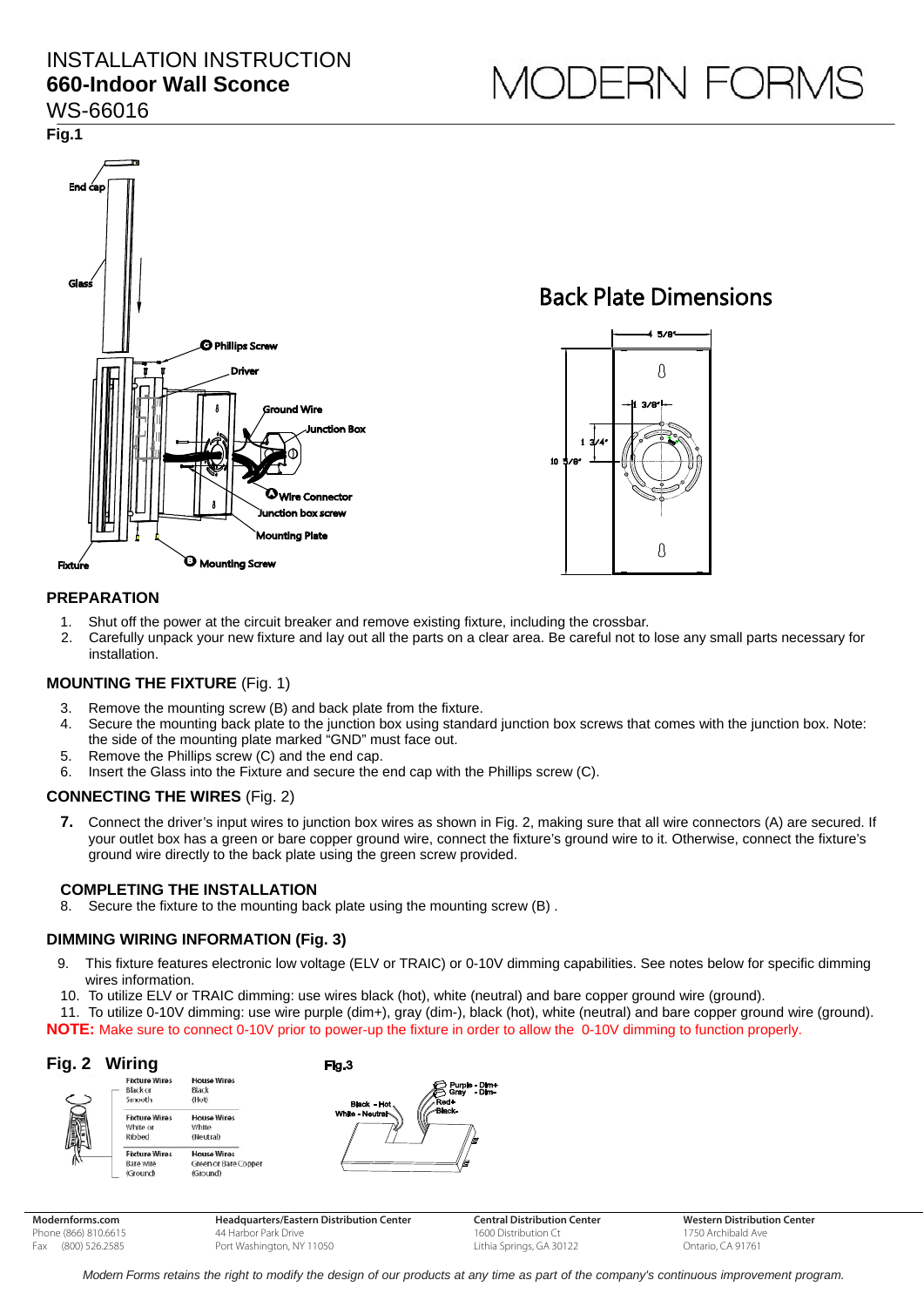# INSTALLATION INSTRUCTION

## 660-Indoor Wall Sconce

WS-66016

MODERN FORMS

**Fig.1**

End cap

Glass

C Phillips Screw

Driver

Ground Wire

Junction Box

A Wire Connector

Junction box screw

Mounting Plate

Fixture

B Mounting Screw

**Back Plate Dimensions**

5/8"

1 3/8"

1 3/4"

10 5/8"

### PREPARATION

1. Shut off the power at the circuit breaker and remove existing fixture, including the crossbar.
2. Carefully unpack your new fixture and lay out all the parts on a clear area. Be careful not to lose any small parts necessary for installation.

### MOUNTING THE FIXTURE (Fig. 1)

3. Remove the mounting screw (B) and back plate from the fixture.
4. Secure the mounting back plate to the junction box using standard junction box screws that comes with the junction box. Note: the side of the mounting plate marked "GND" must face out.
5. Remove the Phillips screw (C) and the end cap.
6. Insert the Glass into the Fixture and secure the end cap with the Phillips screw (C).

### CONNECTING THE WIRES (Fig. 2)

7. Connect the driver's input wires to junction box wires as shown in Fig. 2, making sure that all wire connectors (A) are secured. If your outlet box has a green or bare copper ground wire, connect the fixture's ground wire to it. Otherwise, connect the fixture's ground wire directly to the back plate using the green screw provided.

### COMPLETING THE INSTALLATION

8. Secure the fixture to the mounting back plate using the mounting screw (B) .

### DIMMING WIRING INFORMATION (Fig. 3)

9. This fixture features electronic low voltage (ELV or TRAIC) or 0-10V dimming capabilities. See notes below for specific dimming wires information.
10. To utilize ELV or TRAIC dimming: use wires black (hot), white (neutral) and bare copper ground wire (ground).
11. To utilize 0-10V dimming: use wire purple (dim+), gray (dim-), black (hot), white (neutral) and bare copper ground wire (ground).

**NOTE:** Make sure to connect 0-10V prior to power-up the fixture in order to allow the 0-10V dimming to function properly.

**Fig. 2 Wiring**

| Fixture Wires | House Wires |
|---|---|
| Black or Smooth | Black (Hot) |
| White or Ribbed | White (Neutral) |
| Bare Wire (Ground) | Green or Bare Copper (Ground) |

**Fig.3**

Purple - Dim+
Gray - Dim-
Black - Hot
White - Neutral
Red+
Black-

**Modernforms.com**
Phone (866) 810.6615
Fax (800) 526.2585

**Headquarters/Eastern Distribution Center**
44 Harbor Park Drive
Port Washington, NY 11050

**Central Distribution Center**
1600 Distribution Ct
Lithia Springs, GA 30122

**Western Distribution Center**
1750 Archibald Ave
Ontario, CA 91761

*Modern Forms retains the right to modify the design of our products at any time as part of the company's continuous improvement program.*